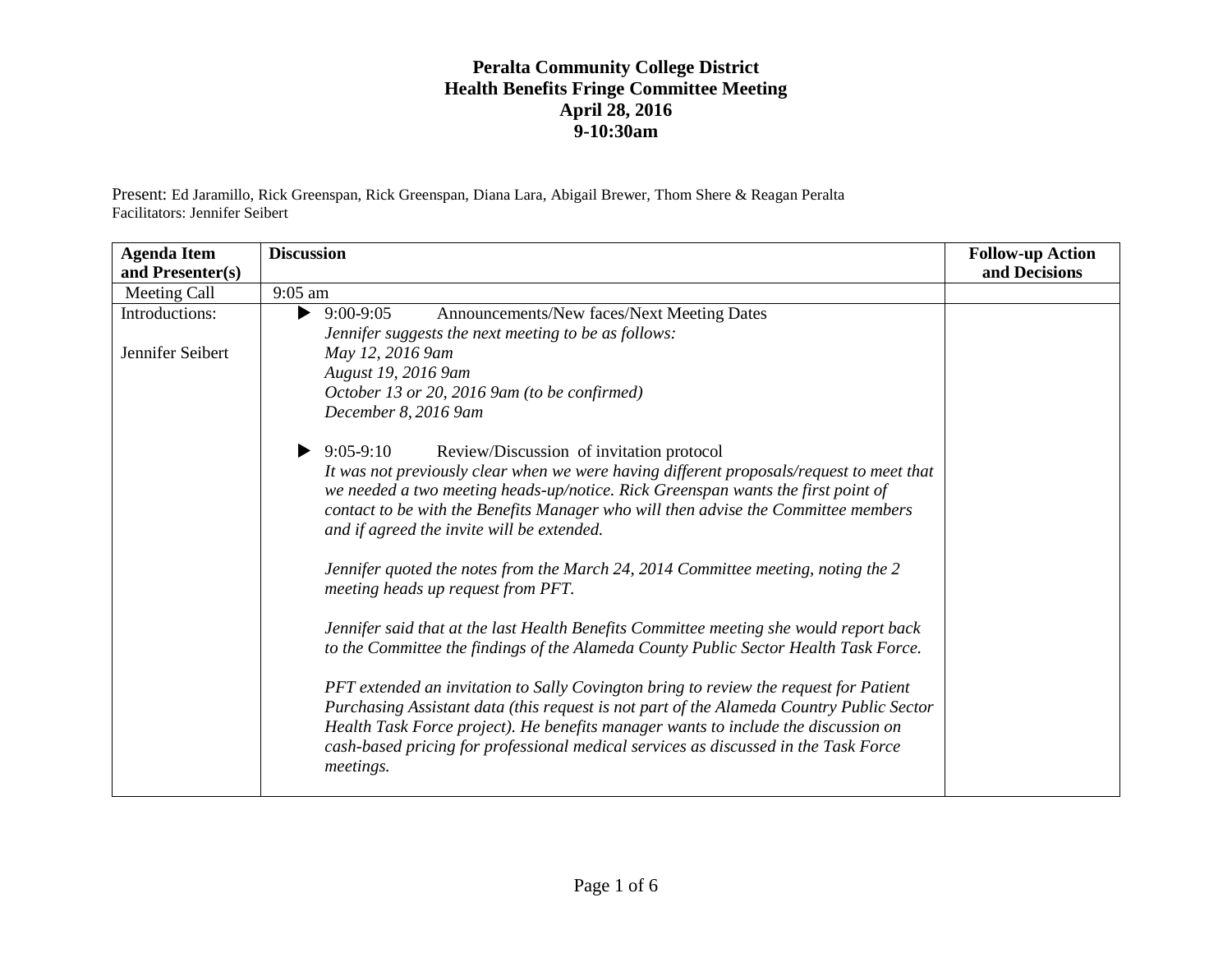**Peralta Community College District**
**Health Benefits Fringe Committee Meeting**
**April 28, 2016**
**9-10:30am**

Present: Ed Jaramillo, Rick Greenspan, Rick Greenspan, Diana Lara, Abigail Brewer, Thom Shere & Reagan Peralta
Facilitators: Jennifer Seibert

| **Agenda Item and Presenter(s)** | **Discussion** | **Follow-up Action and Decisions** |
|---|---|---|
| Meeting Call | 9:05 am | |
| Introductions:<br><br>Jennifer Seibert | ▶ 9:00-9:05 Announcements/New faces/Next Meeting Dates<br>*Jennifer suggests the next meeting to be as follows:*<br>*May 12, 2016 9am*<br>*August 19, 2016 9am*<br>*October 13 or 20, 2016 9am (to be confirmed)*<br>*December 8, 2016 9am*<br><br>▶ 9:05-9:10 Review/Discussion of invitation protocol<br>*It was not previously clear when we were having different proposals/request to meet that we needed a two meeting heads-up/notice. Rick Greenspan wants the first point of contact to be with the Benefits Manager who will then advise the Committee members and if agreed the invite will be extended.*<br><br>*Jennifer quoted the notes from the March 24, 2014 Committee meeting, noting the 2 meeting heads up request from PFT.*<br><br>*Jennifer said that at the last Health Benefits Committee meeting she would report back to the Committee the findings of the Alameda County Public Sector Health Task Force.*<br><br>*PFT extended an invitation to Sally Covington bring to review the request for Patient Purchasing Assistant data (this request is not part of the Alameda Country Public Sector Health Task Force project). He benefits manager wants to include the discussion on cash-based pricing for professional medical services as discussed in the Task Force meetings.* | |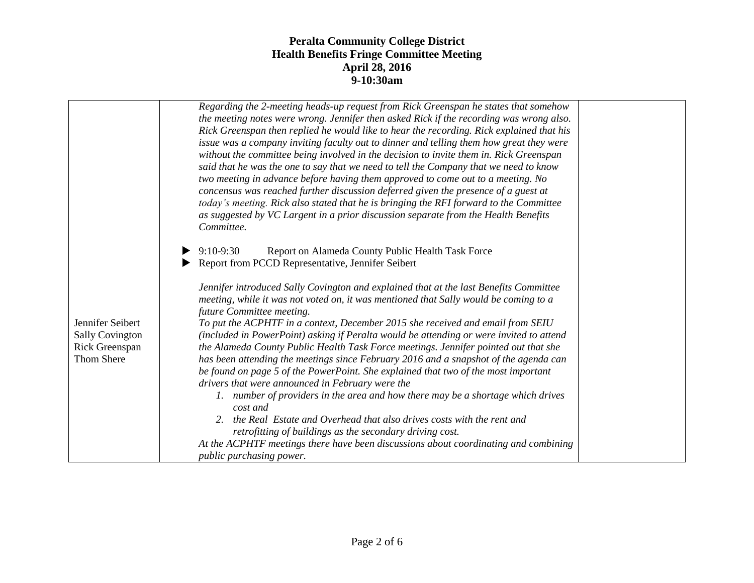# Peralta Community College District
## Health Benefits Fringe Committee Meeting
### April 28, 2016
### 9-10:30am

| | | |
|---|---|---|
| Jennifer Seibert<br>Sally Covington<br>Rick Greenspan<br>Thom Shere | *Regarding the 2-meeting heads-up request from Rick Greenspan he states that somehow the meeting notes were wrong. Jennifer then asked Rick if the recording was wrong also. Rick Greenspan then replied he would like to hear the recording. Rick explained that his issue was a company inviting faculty out to dinner and telling them how great they were without the committee being involved in the decision to invite them in. Rick Greenspan said that he was the one to say that we need to tell the Company that we need to know two meeting in advance before having them approved to come out to a meeting. No concensus was reached further discussion deferred given the presence of a guest at today's meeting. Rick also stated that he is bringing the RFI forward to the Committee as suggested by VC Largent in a prior discussion separate from the Health Benefits Committee.*<br><br>▶ 9:10-9:30 Report on Alameda County Public Health Task Force<br>▶ Report from PCCD Representative, Jennifer Seibert<br><br>*Jennifer introduced Sally Covington and explained that at the last Benefits Committee meeting, while it was not voted on, it was mentioned that Sally would be coming to a future Committee meeting.*<br>*To put the ACPHTF in a context, December 2015 she received and email from SEIU (included in PowerPoint) asking if Peralta would be attending or were invited to attend the Alameda County Public Health Task Force meetings. Jennifer pointed out that she has been attending the meetings since February 2016 and a snapshot of the agenda can be found on page 5 of the PowerPoint. She explained that two of the most important drivers that were announced in February were the*<br>*1. number of providers in the area and how there may be a shortage which drives cost and*<br>*2. the Real Estate and Overhead that also drives costs with the rent and retrofitting of buildings as the secondary driving cost.*<br>*At the ACPHTF meetings there have been discussions about coordinating and combining public purchasing power.* | |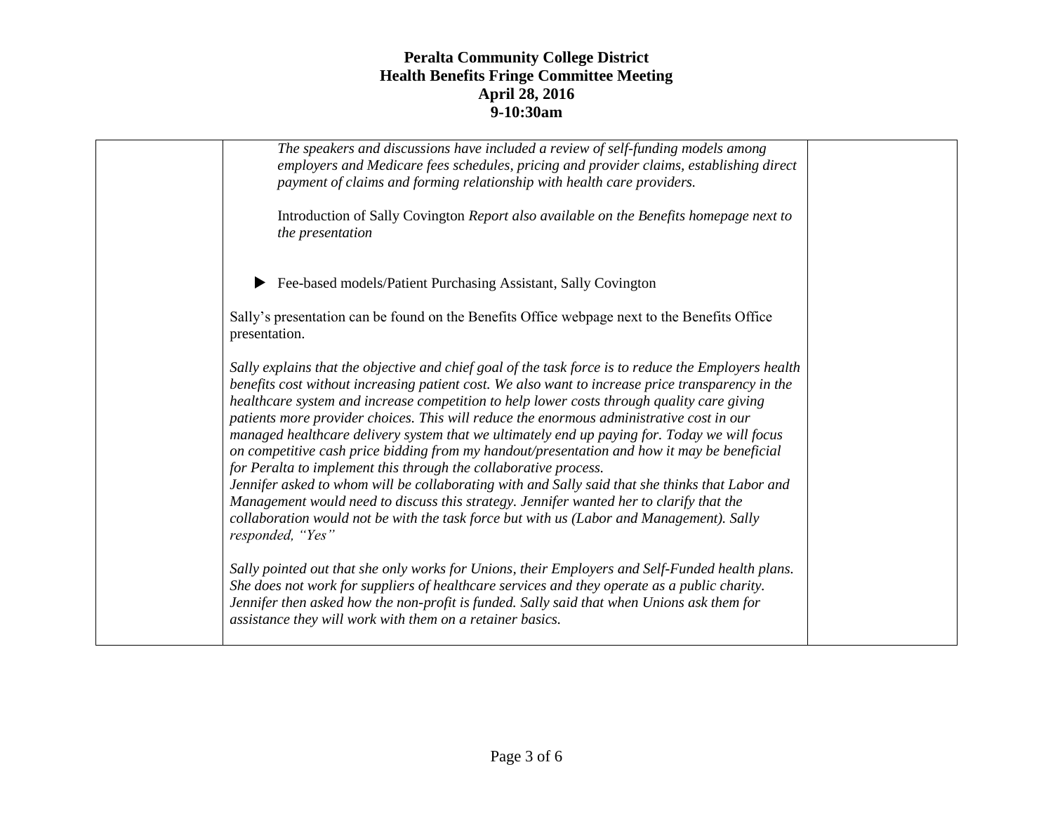**Peralta Community College District**
**Health Benefits Fringe Committee Meeting**
**April 28, 2016**
**9-10:30am**

| | | |
|---|---|---|
| | *The speakers and discussions have included a review of self-funding models among employers and Medicare fees schedules, pricing and provider claims, establishing direct payment of claims and forming relationship with health care providers.*<br><br>Introduction of Sally Covington *Report also available on the Benefits homepage next to the presentation*<br><br>▶ Fee-based models/Patient Purchasing Assistant, Sally Covington<br><br>Sally's presentation can be found on the Benefits Office webpage next to the Benefits Office presentation.<br><br>*Sally explains that the objective and chief goal of the task force is to reduce the Employers health benefits cost without increasing patient cost. We also want to increase price transparency in the healthcare system and increase competition to help lower costs through quality care giving patients more provider choices. This will reduce the enormous administrative cost in our managed healthcare delivery system that we ultimately end up paying for. Today we will focus on competitive cash price bidding from my handout/presentation and how it may be beneficial for Peralta to implement this through the collaborative process.*<br>*Jennifer asked to whom will be collaborating with and Sally said that she thinks that Labor and Management would need to discuss this strategy. Jennifer wanted her to clarify that the collaboration would not be with the task force but with us (Labor and Management). Sally responded, "Yes"*<br><br>*Sally pointed out that she only works for Unions, their Employers and Self-Funded health plans. She does not work for suppliers of healthcare services and they operate as a public charity. Jennifer then asked how the non-profit is funded. Sally said that when Unions ask them for assistance they will work with them on a retainer basics.* | |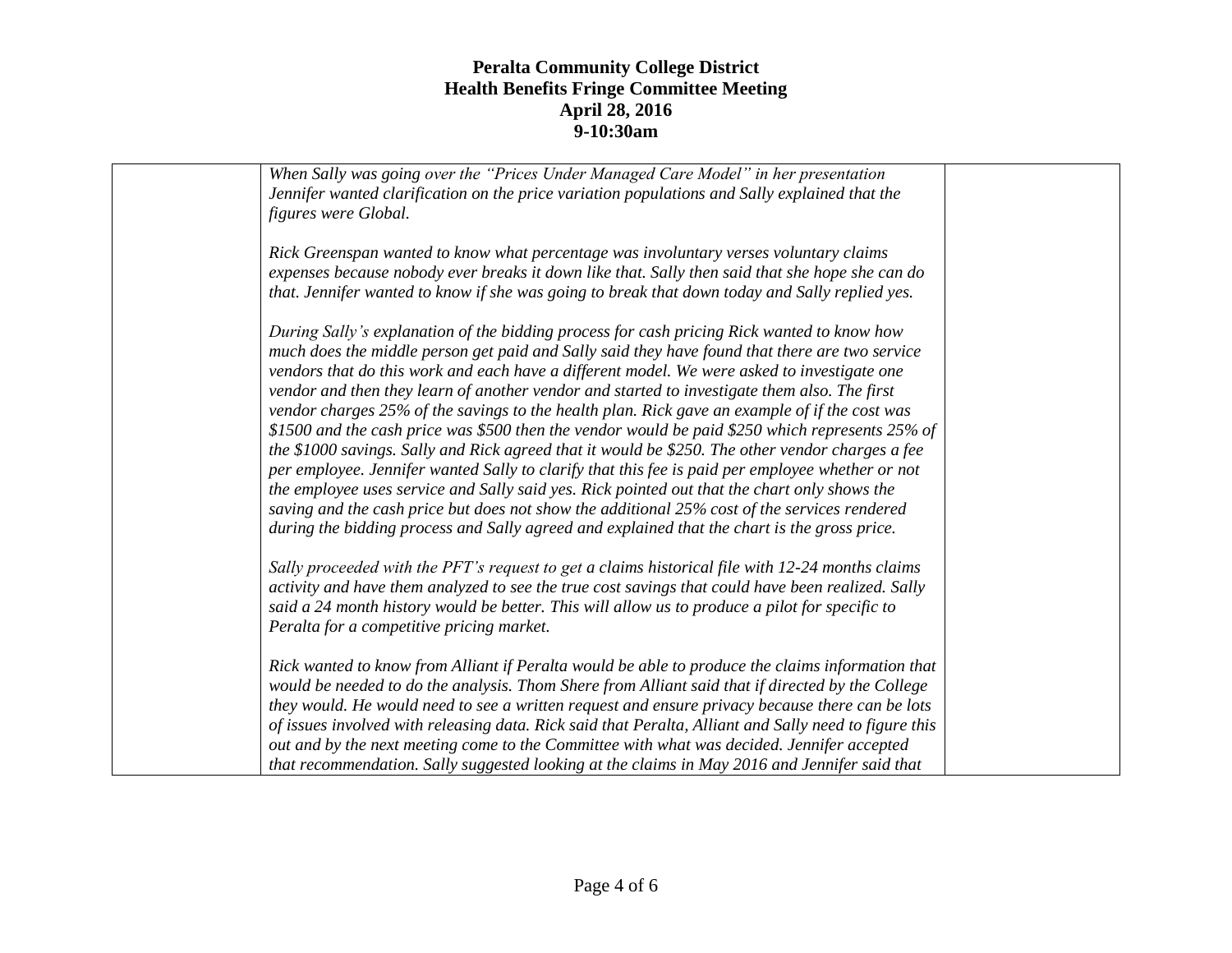**Peralta Community College District**
**Health Benefits Fringe Committee Meeting**
**April 28, 2016**
**9-10:30am**

| | | |
|---|---|---|
| | *When Sally was going over the "Prices Under Managed Care Model" in her presentation Jennifer wanted clarification on the price variation populations and Sally explained that the figures were Global.*<br><br>*Rick Greenspan wanted to know what percentage was involuntary verses voluntary claims expenses because nobody ever breaks it down like that. Sally then said that she hope she can do that. Jennifer wanted to know if she was going to break that down today and Sally replied yes.*<br><br>*During Sally's explanation of the bidding process for cash pricing Rick wanted to know how much does the middle person get paid and Sally said they have found that there are two service vendors that do this work and each have a different model. We were asked to investigate one vendor and then they learn of another vendor and started to investigate them also. The first vendor charges 25% of the savings to the health plan. Rick gave an example of if the cost was $1500 and the cash price was $500 then the vendor would be paid $250 which represents 25% of the $1000 savings. Sally and Rick agreed that it would be $250. The other vendor charges a fee per employee. Jennifer wanted Sally to clarify that this fee is paid per employee whether or not the employee uses service and Sally said yes. Rick pointed out that the chart only shows the saving and the cash price but does not show the additional 25% cost of the services rendered during the bidding process and Sally agreed and explained that the chart is the gross price.*<br><br>*Sally proceeded with the PFT's request to get a claims historical file with 12-24 months claims activity and have them analyzed to see the true cost savings that could have been realized. Sally said a 24 month history would be better. This will allow us to produce a pilot for specific to Peralta for a competitive pricing market.*<br><br>*Rick wanted to know from Alliant if Peralta would be able to produce the claims information that would be needed to do the analysis. Thom Shere from Alliant said that if directed by the College they would. He would need to see a written request and ensure privacy because there can be lots of issues involved with releasing data. Rick said that Peralta, Alliant and Sally need to figure this out and by the next meeting come to the Committee with what was decided. Jennifer accepted that recommendation. Sally suggested looking at the claims in May 2016 and Jennifer said that* | |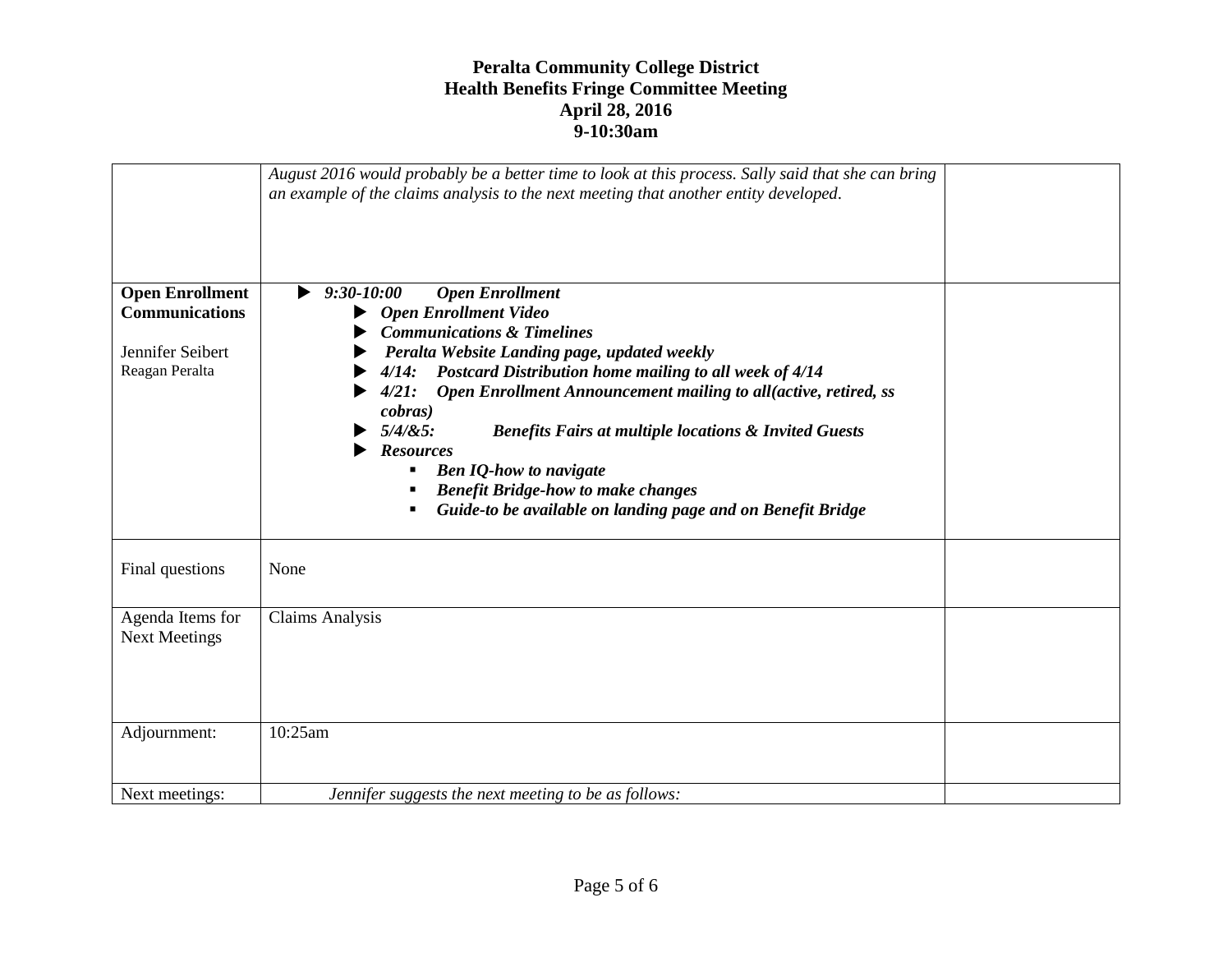# Peralta Community College District
## Health Benefits Fringe Committee Meeting
### April 28, 2016
### 9-10:30am

| | | |
|---|---|---|
| | *August 2016 would probably be a better time to look at this process. Sally said that she can bring an example of the claims analysis to the next meeting that another entity developed.* | |
| **Open Enrollment Communications**<br><br>Jennifer Seibert<br>Reagan Peralta | ▶ ***9:30-10:00 Open Enrollment***<br>▶ ***Open Enrollment Video***<br>▶ ***Communications & Timelines***<br>▶ ***Peralta Website Landing page, updated weekly***<br>▶ ***4/14: Postcard Distribution home mailing to all week of 4/14***<br>▶ ***4/21: Open Enrollment Announcement mailing to all(active, retired, ss cobras)***<br>▶ ***5/4/&5: Benefits Fairs at multiple locations & Invited Guests***<br>▶ ***Resources***<br>▪ ***Ben IQ-how to navigate***<br>▪ ***Benefit Bridge-how to make changes***<br>▪ ***Guide-to be available on landing page and on Benefit Bridge*** | |
| Final questions | None | |
| Agenda Items for Next Meetings | Claims Analysis | |
| Adjournment: | 10:25am | |
| Next meetings: | *Jennifer suggests the next meeting to be as follows:* | |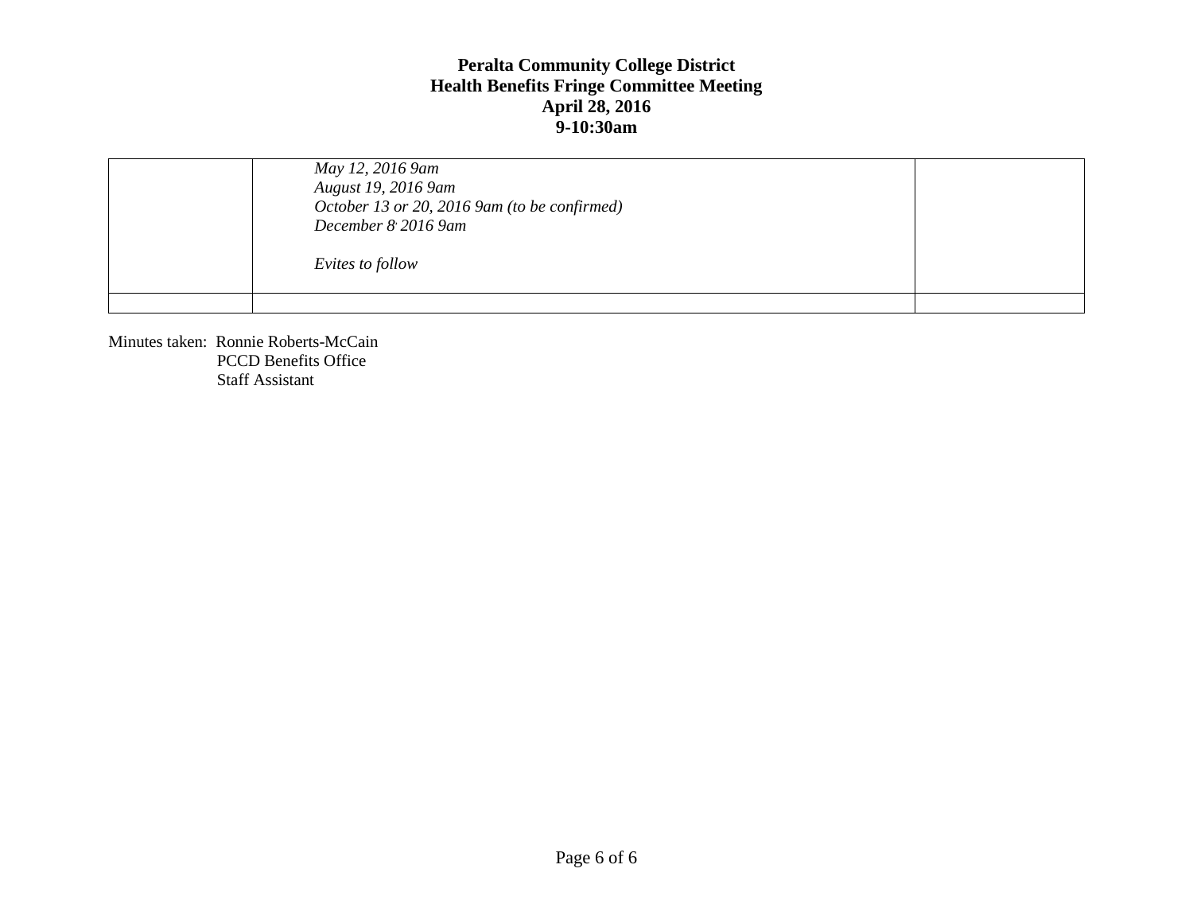| | | |
|---|---|---|
| | *May 12, 2016 9am*<br>*August 19, 2016 9am*<br>*October 13 or 20, 2016 9am (to be confirmed)*<br>*December 8, 2016 9am*<br><br>*Evites to follow* | |
| | | |

Minutes taken: Ronnie Roberts-McCain
PCCD Benefits Office
Staff Assistant